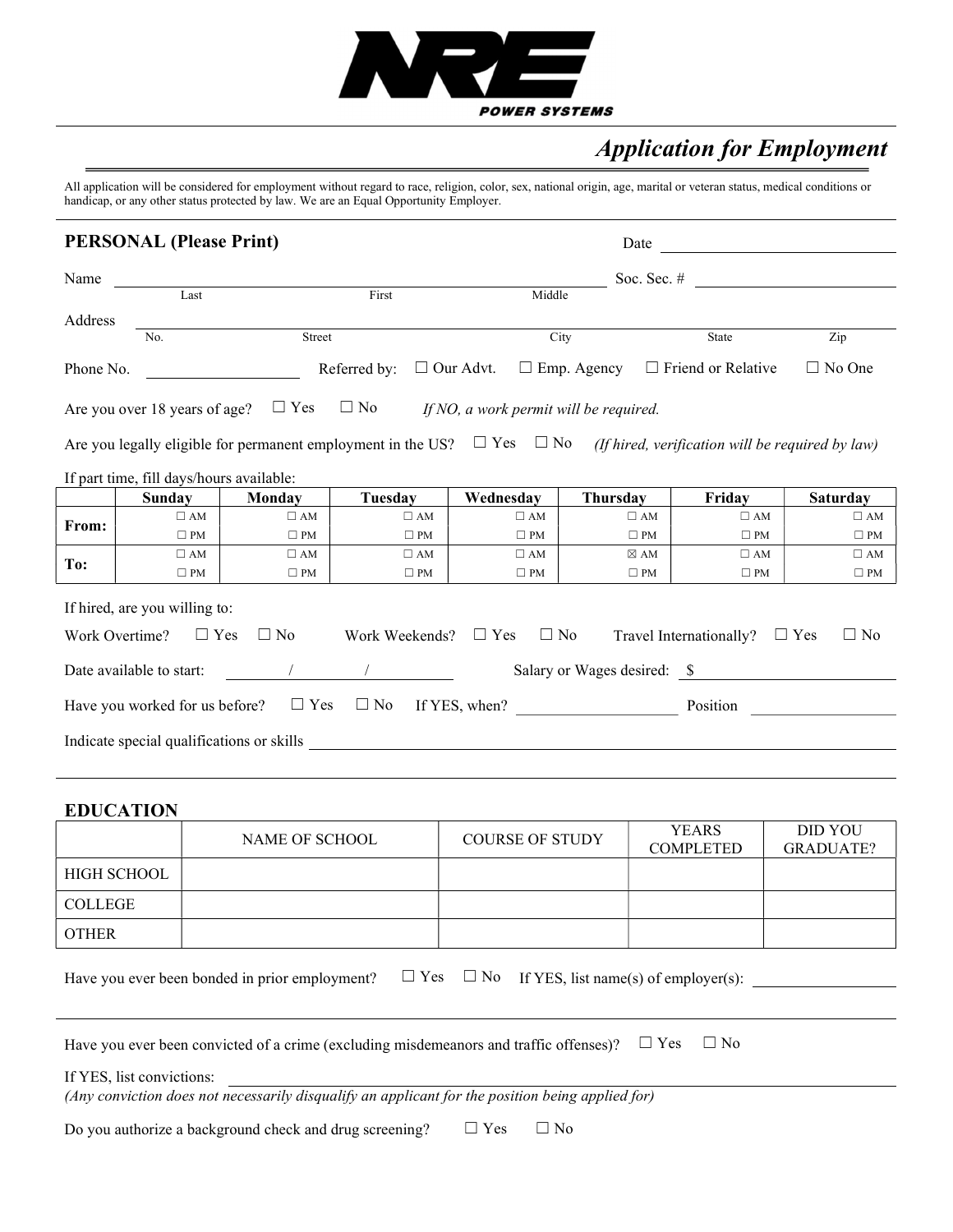NRE POWER SYSTEMS

# *Application for Employment*

All application will be considered for employment without regard to race, religion, color, sex, national origin, age, marital or veteran status, medical conditions or handicap, or any other status protected by law. We are an Equal Opportunity Employer.

## PERSONAL (Please Print)

Date ____________________

Name ______________________________________________ Soc. Sec. # ____________________
Last First Middle

Address ______________________________________________________________________
No. Street City State Zip

Phone No. ______________ Referred by: ☐ Our Advt. ☐ Emp. Agency ☐ Friend or Relative ☐ No One

Are you over 18 years of age? ☐ Yes ☐ No *If NO, a work permit will be required.*

Are you legally eligible for permanent employment in the US? ☐ Yes ☐ No *(If hired, verification will be required by law)*

If part time, fill days/hours available:

| | Sunday | Monday | Tuesday | Wednesday | Thursday | Friday | Saturday |
|---|---|---|---|---|---|---|---|
| From: | ☐ AM<br>☐ PM | ☐ AM<br>☐ PM | ☐ AM<br>☐ PM | ☐ AM<br>☐ PM | ☐ AM<br>☐ PM | ☐ AM<br>☐ PM | ☐ AM<br>☐ PM |
| To: | ☐ AM<br>☐ PM | ☐ AM<br>☐ PM | ☐ AM<br>☐ PM | ☐ AM<br>☐ PM | ☒ AM<br>☐ PM | ☐ AM<br>☐ PM | ☐ AM<br>☐ PM |

If hired, are you willing to:

Work Overtime? ☐ Yes ☐ No Work Weekends? ☐ Yes ☐ No Travel Internationally? ☐ Yes ☐ No

Date available to start: ______ / ______ / ______ Salary or Wages desired: $ ______________

Have you worked for us before? ☐ Yes ☐ No If YES, when? ______________ Position ______________

Indicate special qualifications or skills ______________________________________________

## EDUCATION

| | NAME OF SCHOOL | COURSE OF STUDY | YEARS COMPLETED | DID YOU GRADUATE? |
|---|---|---|---|---|
| HIGH SCHOOL | | | | |
| COLLEGE | | | | |
| OTHER | | | | |

Have you ever been bonded in prior employment? ☐ Yes ☐ No If YES, list name(s) of employer(s): ______________

Have you ever been convicted of a crime (excluding misdemeanors and traffic offenses)? ☐ Yes ☐ No

If YES, list convictions: ______________________________________________
*(Any conviction does not necessarily disqualify an applicant for the position being applied for)*

Do you authorize a background check and drug screening? ☐ Yes ☐ No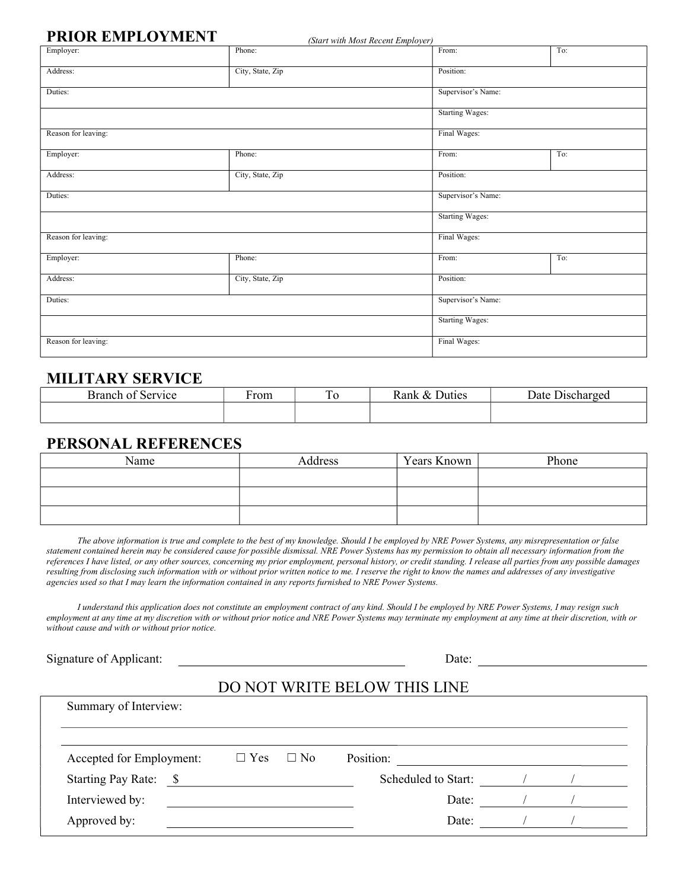## PRIOR EMPLOYMENT

*(Start with Most Recent Employer)*

| | | | |
|---|---|---|---|
| Employer: | Phone: | From: | To: |
| Address: | City, State, Zip | Position: | |
| Duties: | | Supervisor's Name: | |
| | | Starting Wages: | |
| Reason for leaving: | | Final Wages: | |
| Employer: | Phone: | From: | To: |
| Address: | City, State, Zip | Position: | |
| Duties: | | Supervisor's Name: | |
| | | Starting Wages: | |
| Reason for leaving: | | Final Wages: | |
| Employer: | Phone: | From: | To: |
| Address: | City, State, Zip | Position: | |
| Duties: | | Supervisor's Name: | |
| | | Starting Wages: | |
| Reason for leaving: | | Final Wages: | |

## MILITARY SERVICE

| Branch of Service | From | To | Rank & Duties | Date Discharged |
|---|---|---|---|---|
| | | | | |

## PERSONAL REFERENCES

| Name | Address | Years Known | Phone |
|---|---|---|---|
| | | | |
| | | | |
| | | | |

*The above information is true and complete to the best of my knowledge. Should I be employed by NRE Power Systems, any misrepresentation or false statement contained herein may be considered cause for possible dismissal. NRE Power Systems has my permission to obtain all necessary information from the references I have listed, or any other sources, concerning my prior employment, personal history, or credit standing. I release all parties from any possible damages resulting from disclosing such information with or without prior written notice to me. I reserve the right to know the names and addresses of any investigative agencies used so that I may learn the information contained in any reports furnished to NRE Power Systems.*

*I understand this application does not constitute an employment contract of any kind. Should I be employed by NRE Power Systems, I may resign such employment at any time at my discretion with or without prior notice and NRE Power Systems may terminate my employment at any time at their discretion, with or without cause and with or without prior notice.*

Signature of Applicant: ____________________________ Date: ____________________

DO NOT WRITE BELOW THIS LINE

Summary of Interview:

______________________________________________________________________

______________________________________________________________________

Accepted for Employment: ☐ Yes ☐ No Position: ____________________________

Starting Pay Rate: $ ____________________ Scheduled to Start: ____ / ____ / ____

Interviewed by: ____________________ Date: ____ / ____ / ____

Approved by: ____________________ Date: ____ / ____ / ____